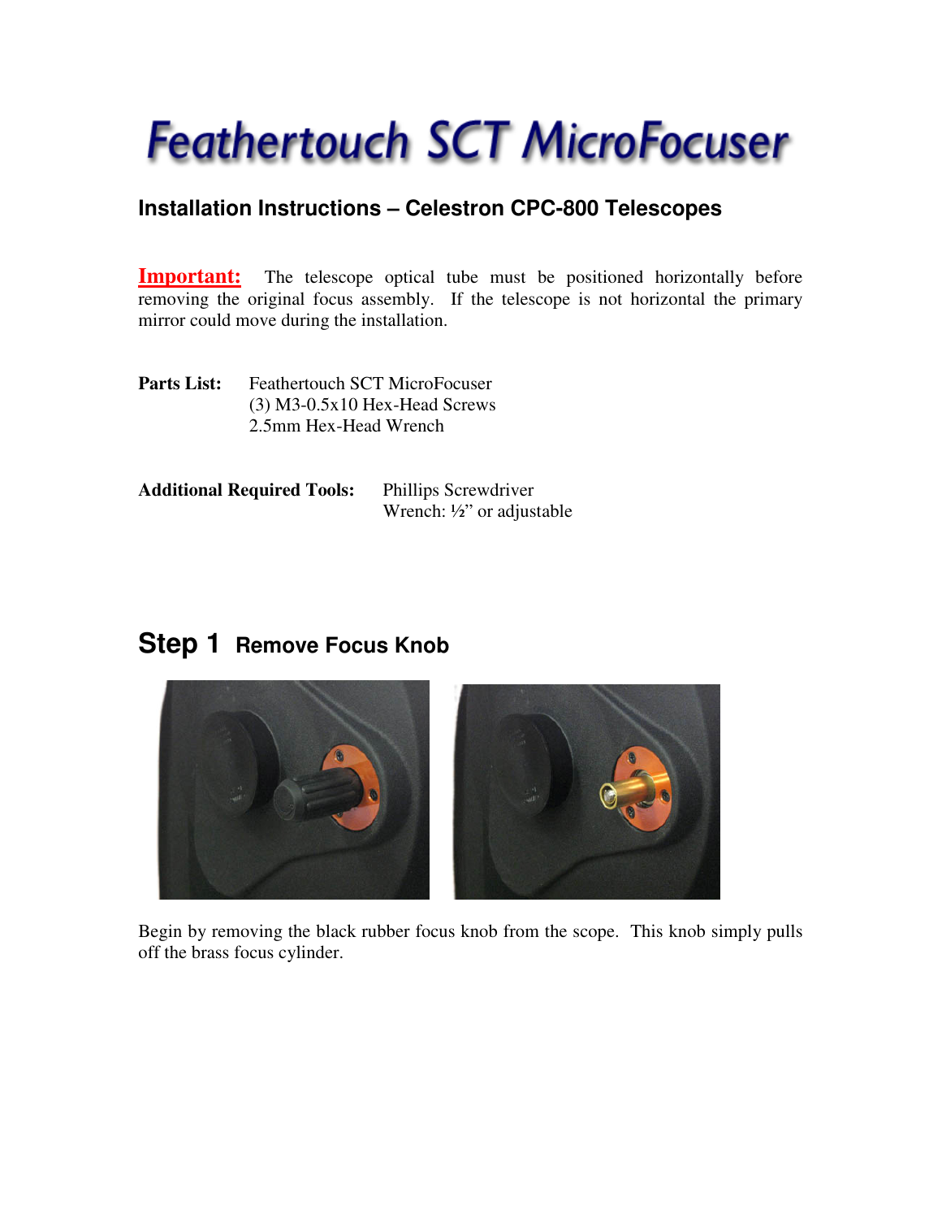# Feathertouch SCT MicroFocuser

## Installation Instructions – Celestron CPC-800 Telescopes

**Important:** The telescope optical tube must be positioned horizontally before removing the original focus assembly. If the telescope is not horizontal the primary mirror could move during the installation.

**Parts List:**
- Feathertouch SCT MicroFocuser
- (3) M3-0.5x10 Hex-Head Screws
- 2.5mm Hex-Head Wrench

**Additional Required Tools:**
- Phillips Screwdriver
- Wrench: ½" or adjustable

## Step 1 Remove Focus Knob

Begin by removing the black rubber focus knob from the scope. This knob simply pulls off the brass focus cylinder.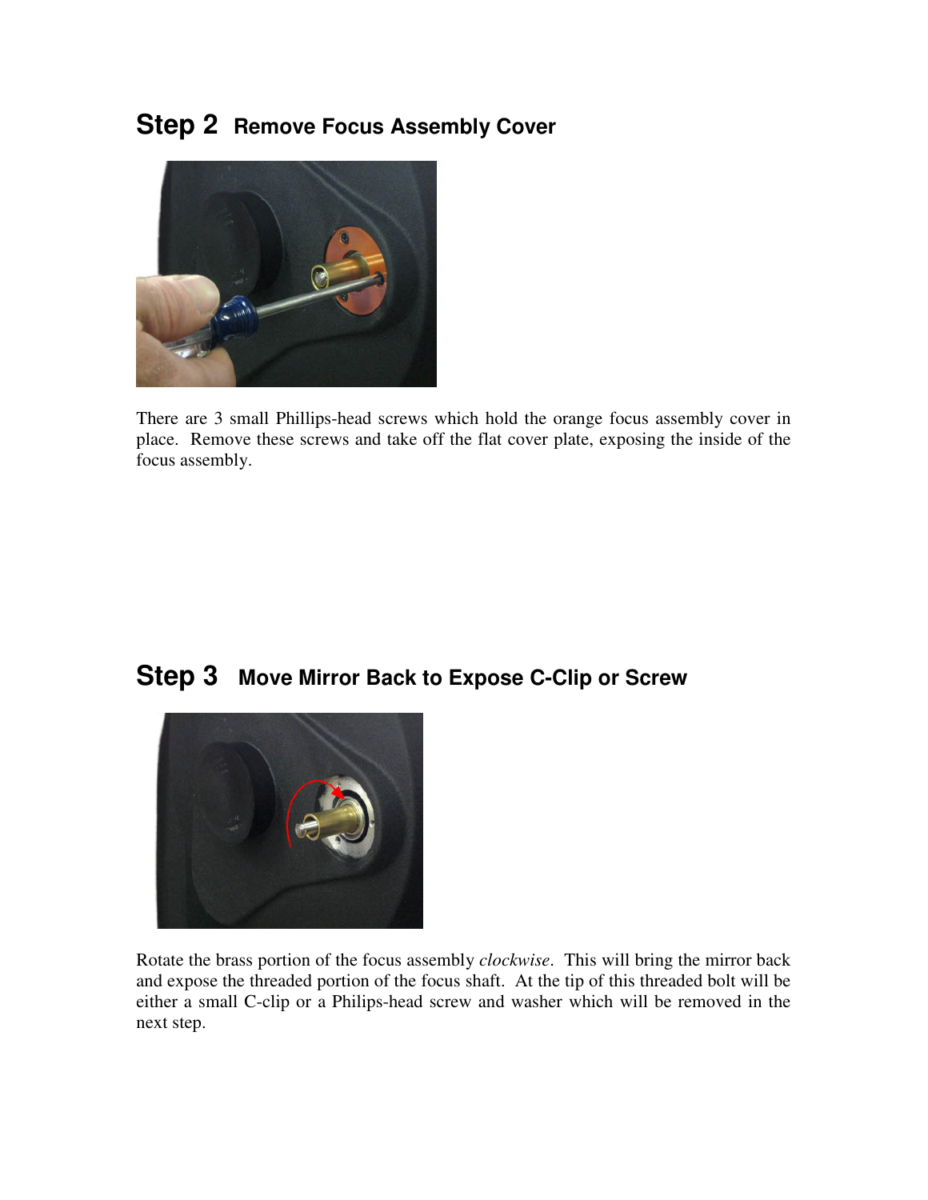## Step 2 Remove Focus Assembly Cover

There are 3 small Phillips-head screws which hold the orange focus assembly cover in place. Remove these screws and take off the flat cover plate, exposing the inside of the focus assembly.

## Step 3 Move Mirror Back to Expose C-Clip or Screw

Rotate the brass portion of the focus assembly *clockwise*. This will bring the mirror back and expose the threaded portion of the focus shaft. At the tip of this threaded bolt will be either a small C-clip or a Philips-head screw and washer which will be removed in the next step.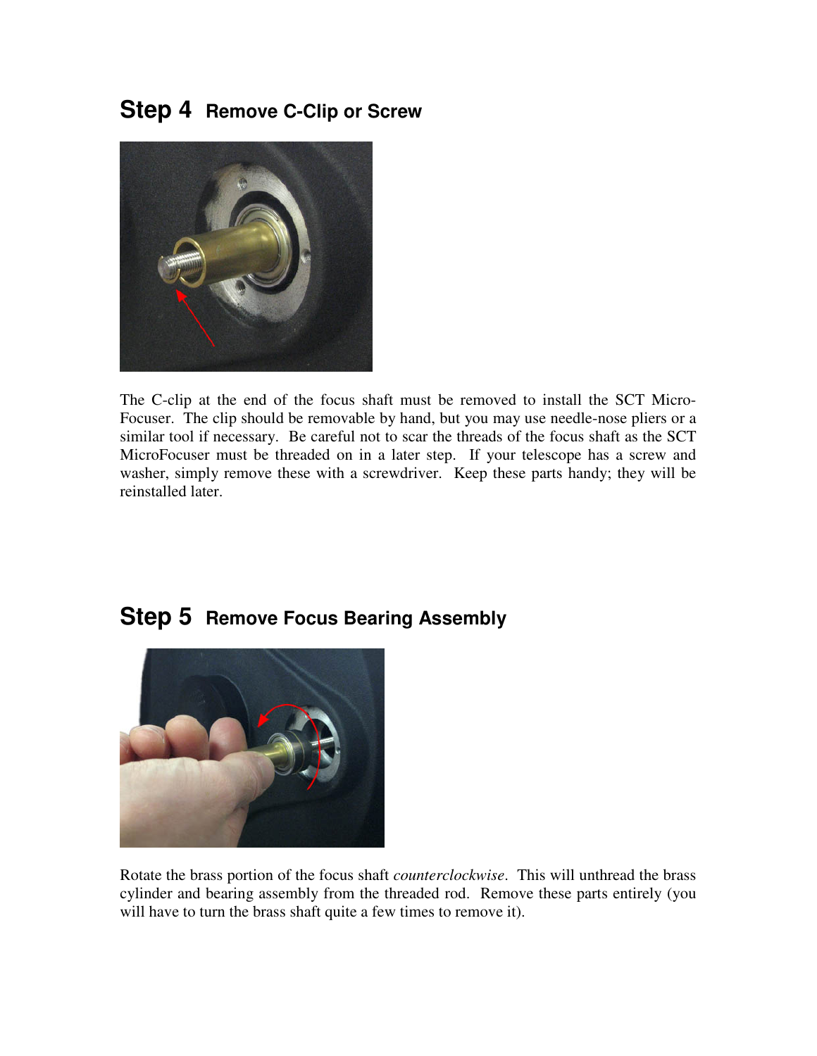## Step 4 Remove C-Clip or Screw

The C-clip at the end of the focus shaft must be removed to install the SCT Micro-Focuser. The clip should be removable by hand, but you may use needle-nose pliers or a similar tool if necessary. Be careful not to scar the threads of the focus shaft as the SCT MicroFocuser must be threaded on in a later step. If your telescope has a screw and washer, simply remove these with a screwdriver. Keep these parts handy; they will be reinstalled later.

## Step 5 Remove Focus Bearing Assembly

Rotate the brass portion of the focus shaft *counterclockwise*. This will unthread the brass cylinder and bearing assembly from the threaded rod. Remove these parts entirely (you will have to turn the brass shaft quite a few times to remove it).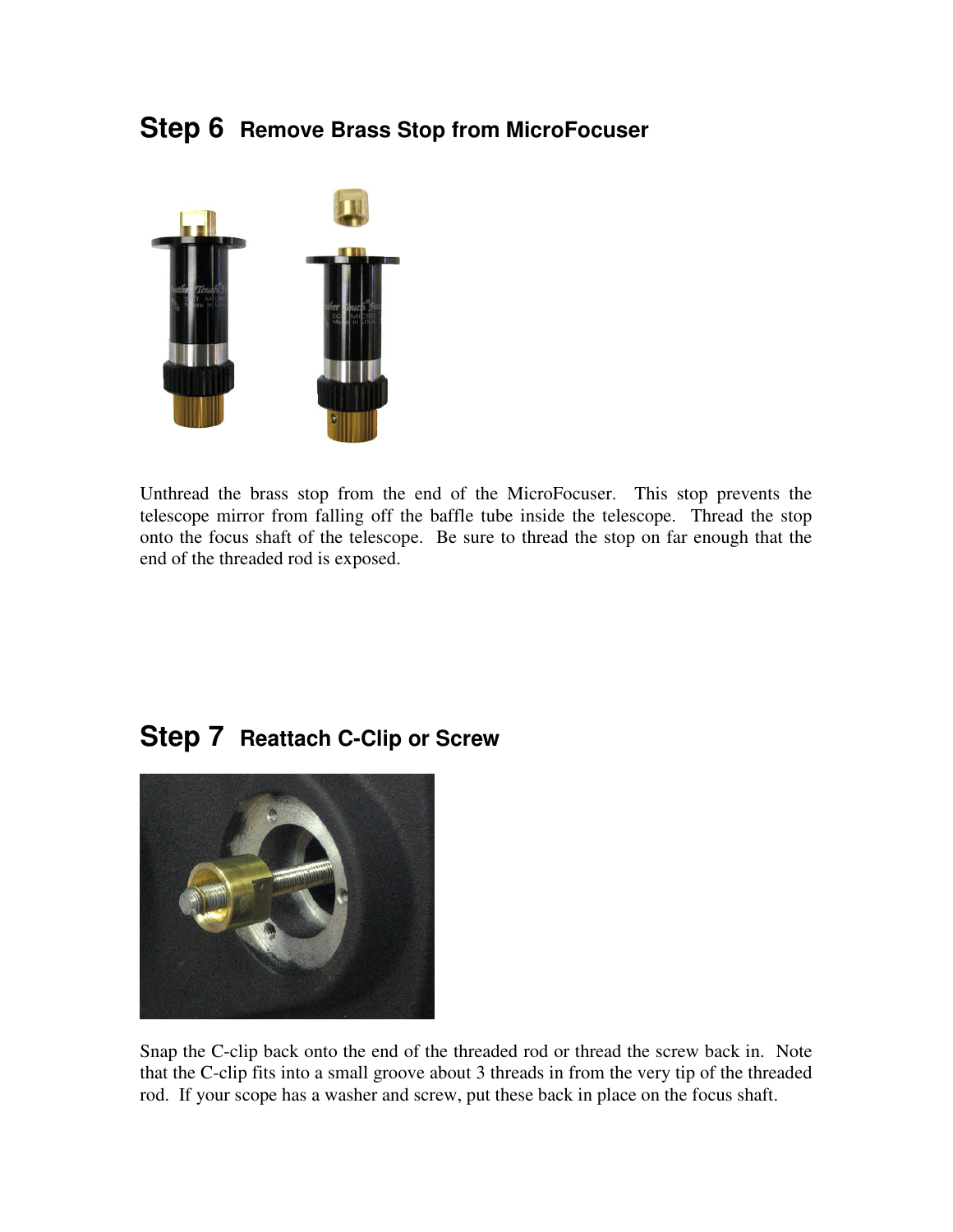## Step 6 Remove Brass Stop from MicroFocuser

Unthread the brass stop from the end of the MicroFocuser. This stop prevents the telescope mirror from falling off the baffle tube inside the telescope. Thread the stop onto the focus shaft of the telescope. Be sure to thread the stop on far enough that the end of the threaded rod is exposed.

## Step 7 Reattach C-Clip or Screw

Snap the C-clip back onto the end of the threaded rod or thread the screw back in. Note that the C-clip fits into a small groove about 3 threads in from the very tip of the threaded rod. If your scope has a washer and screw, put these back in place on the focus shaft.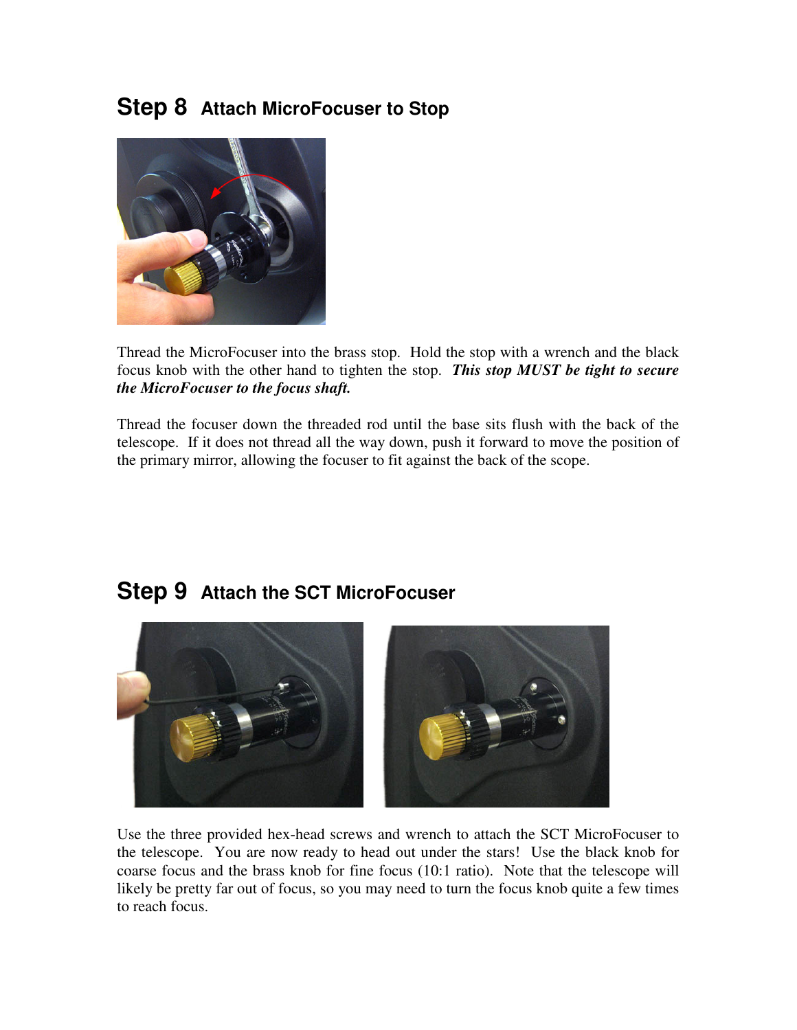## Step 8 Attach MicroFocuser to Stop

Thread the MicroFocuser into the brass stop. Hold the stop with a wrench and the black focus knob with the other hand to tighten the stop. ***This stop MUST be tight to secure the MicroFocuser to the focus shaft.***

Thread the focuser down the threaded rod until the base sits flush with the back of the telescope. If it does not thread all the way down, push it forward to move the position of the primary mirror, allowing the focuser to fit against the back of the scope.

## Step 9 Attach the SCT MicroFocuser

Use the three provided hex-head screws and wrench to attach the SCT MicroFocuser to the telescope. You are now ready to head out under the stars! Use the black knob for coarse focus and the brass knob for fine focus (10:1 ratio). Note that the telescope will likely be pretty far out of focus, so you may need to turn the focus knob quite a few times to reach focus.